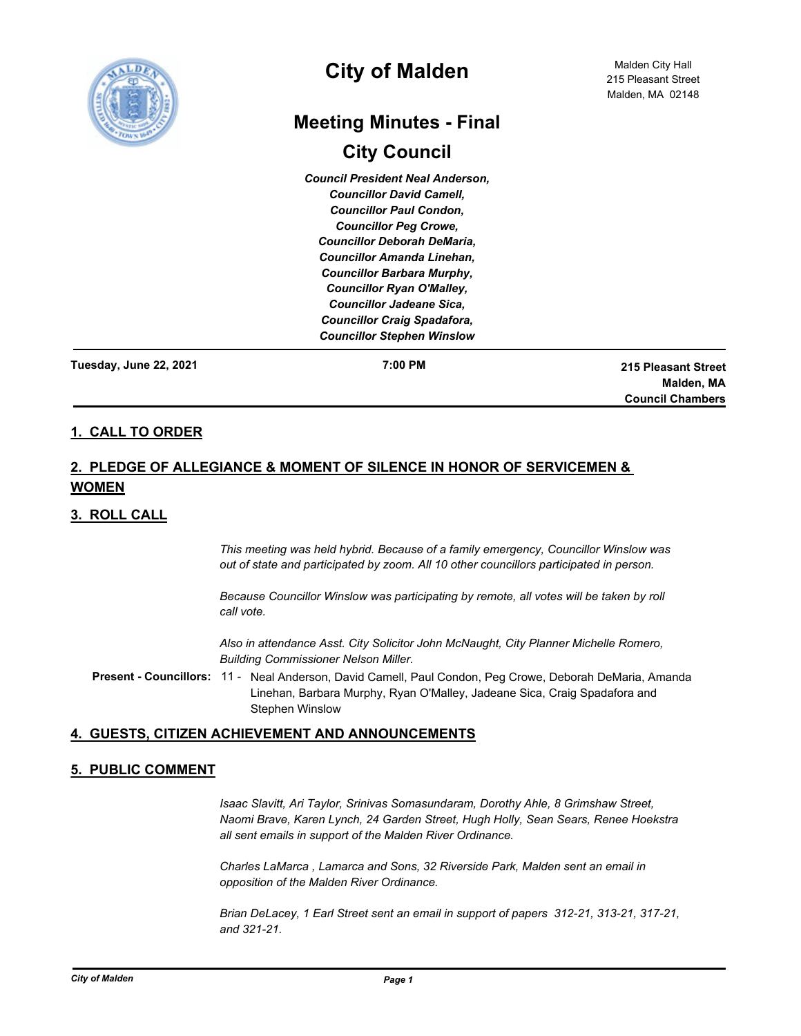# City of Malden

Malden City Hall
215 Pleasant Street
Malden, MA 02148

## Meeting Minutes - Final

## City Council

*Council President Neal Anderson,*
*Councillor David Camell,*
*Councillor Paul Condon,*
*Councillor Peg Crowe,*
*Councillor Deborah DeMaria,*
*Councillor Amanda Linehan,*
*Councillor Barbara Murphy,*
*Councillor Ryan O'Malley,*
*Councillor Jadeane Sica,*
*Councillor Craig Spadafora,*
*Councillor Stephen Winslow*

**Tuesday, June 22, 2021** | **7:00 PM** | **215 Pleasant Street, Malden, MA, Council Chambers**

## 1. CALL TO ORDER

## 2. PLEDGE OF ALLEGIANCE & MOMENT OF SILENCE IN HONOR OF SERVICEMEN & WOMEN

## 3. ROLL CALL

*This meeting was held hybrid. Because of a family emergency, Councillor Winslow was out of state and participated by zoom. All 10 other councillors participated in person.*

*Because Councillor Winslow was participating by remote, all votes will be taken by roll call vote.*

*Also in attendance Asst. City Solicitor John McNaught, City Planner Michelle Romero, Building Commissioner Nelson Miller.*

**Present - Councillors:** 11 - Neal Anderson, David Camell, Paul Condon, Peg Crowe, Deborah DeMaria, Amanda Linehan, Barbara Murphy, Ryan O'Malley, Jadeane Sica, Craig Spadafora and Stephen Winslow

## 4. GUESTS, CITIZEN ACHIEVEMENT AND ANNOUNCEMENTS

## 5. PUBLIC COMMENT

*Isaac Slavitt, Ari Taylor, Srinivas Somasundaram, Dorothy Ahle, 8 Grimshaw Street, Naomi Brave, Karen Lynch, 24 Garden Street, Hugh Holly, Sean Sears, Renee Hoekstra all sent emails in support of the Malden River Ordinance.*

*Charles LaMarca , Lamarca and Sons, 32 Riverside Park, Malden sent an email in opposition of the Malden River Ordinance.*

*Brian DeLacey, 1 Earl Street sent an email in support of papers 312-21, 313-21, 317-21, and 321-21.*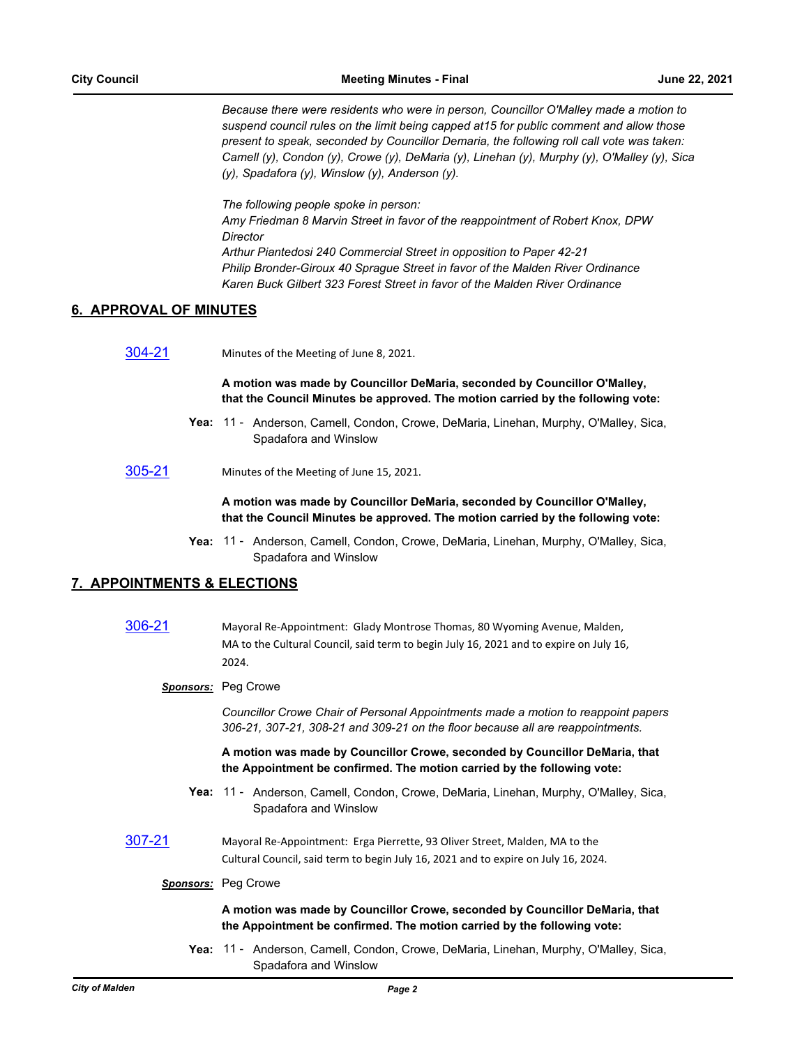*Because there were residents who were in person, Councillor O'Malley made a motion to suspend council rules on the limit being capped at15 for public comment and allow those present to speak, seconded by Councillor Demaria, the following roll call vote was taken: Camell (y), Condon (y), Crowe (y), DeMaria (y), Linehan (y), Murphy (y), O'Malley (y), Sica (y), Spadafora (y), Winslow (y), Anderson (y).*

*The following people spoke in person:*
*Amy Friedman 8 Marvin Street in favor of the reappointment of Robert Knox, DPW Director*
*Arthur Piantedosi 240 Commercial Street in opposition to Paper 42-21*
*Philip Bronder-Giroux 40 Sprague Street in favor of the Malden River Ordinance*
*Karen Buck Gilbert 323 Forest Street in favor of the Malden River Ordinance*

## 6. APPROVAL OF MINUTES

**304-21** Minutes of the Meeting of June 8, 2021.

**A motion was made by Councillor DeMaria, seconded by Councillor O'Malley, that the Council Minutes be approved. The motion carried by the following vote:**

**Yea:** 11 - Anderson, Camell, Condon, Crowe, DeMaria, Linehan, Murphy, O'Malley, Sica, Spadafora and Winslow

**305-21** Minutes of the Meeting of June 15, 2021.

**A motion was made by Councillor DeMaria, seconded by Councillor O'Malley, that the Council Minutes be approved. The motion carried by the following vote:**

**Yea:** 11 - Anderson, Camell, Condon, Crowe, DeMaria, Linehan, Murphy, O'Malley, Sica, Spadafora and Winslow

## 7. APPOINTMENTS & ELECTIONS

**306-21** Mayoral Re-Appointment: Glady Montrose Thomas, 80 Wyoming Avenue, Malden, MA to the Cultural Council, said term to begin July 16, 2021 and to expire on July 16, 2024.

***Sponsors:*** Peg Crowe

*Councillor Crowe Chair of Personal Appointments made a motion to reappoint papers 306-21, 307-21, 308-21 and 309-21 on the floor because all are reappointments.*

**A motion was made by Councillor Crowe, seconded by Councillor DeMaria, that the Appointment be confirmed. The motion carried by the following vote:**

**Yea:** 11 - Anderson, Camell, Condon, Crowe, DeMaria, Linehan, Murphy, O'Malley, Sica, Spadafora and Winslow

**307-21** Mayoral Re-Appointment: Erga Pierrette, 93 Oliver Street, Malden, MA to the Cultural Council, said term to begin July 16, 2021 and to expire on July 16, 2024.

***Sponsors:*** Peg Crowe

**A motion was made by Councillor Crowe, seconded by Councillor DeMaria, that the Appointment be confirmed. The motion carried by the following vote:**

**Yea:** 11 - Anderson, Camell, Condon, Crowe, DeMaria, Linehan, Murphy, O'Malley, Sica, Spadafora and Winslow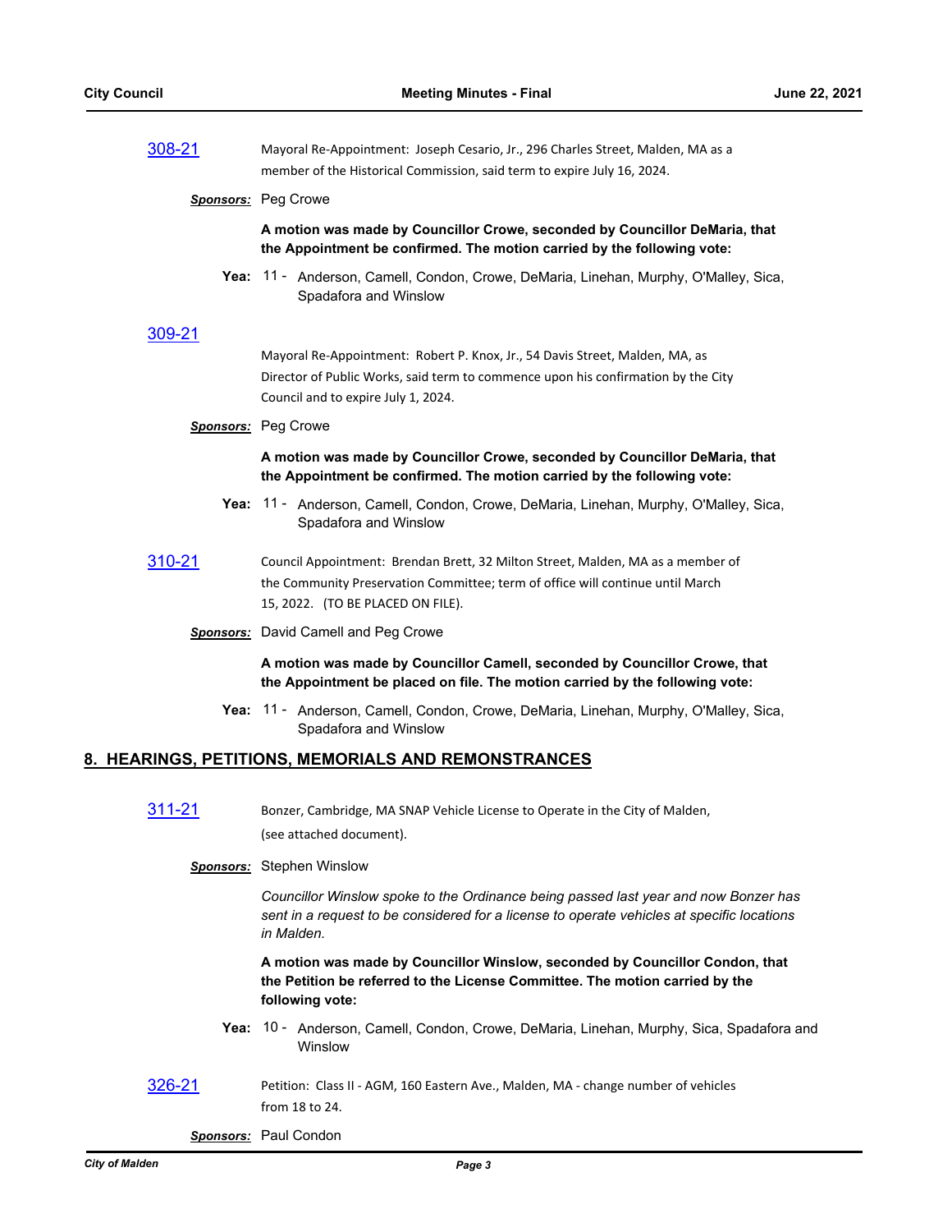[308-21] Mayoral Re-Appointment: Joseph Cesario, Jr., 296 Charles Street, Malden, MA as a member of the Historical Commission, said term to expire July 16, 2024.

***Sponsors:*** Peg Crowe

**A motion was made by Councillor Crowe, seconded by Councillor DeMaria, that the Appointment be confirmed. The motion carried by the following vote:**

**Yea:** 11 - Anderson, Camell, Condon, Crowe, DeMaria, Linehan, Murphy, O'Malley, Sica, Spadafora and Winslow

[309-21] Mayoral Re-Appointment: Robert P. Knox, Jr., 54 Davis Street, Malden, MA, as Director of Public Works, said term to commence upon his confirmation by the City Council and to expire July 1, 2024.

***Sponsors:*** Peg Crowe

**A motion was made by Councillor Crowe, seconded by Councillor DeMaria, that the Appointment be confirmed. The motion carried by the following vote:**

**Yea:** 11 - Anderson, Camell, Condon, Crowe, DeMaria, Linehan, Murphy, O'Malley, Sica, Spadafora and Winslow

[310-21] Council Appointment: Brendan Brett, 32 Milton Street, Malden, MA as a member of the Community Preservation Committee; term of office will continue until March 15, 2022. (TO BE PLACED ON FILE).

***Sponsors:*** David Camell and Peg Crowe

**A motion was made by Councillor Camell, seconded by Councillor Crowe, that the Appointment be placed on file. The motion carried by the following vote:**

**Yea:** 11 - Anderson, Camell, Condon, Crowe, DeMaria, Linehan, Murphy, O'Malley, Sica, Spadafora and Winslow

## 8. HEARINGS, PETITIONS, MEMORIALS AND REMONSTRANCES

[311-21] Bonzer, Cambridge, MA SNAP Vehicle License to Operate in the City of Malden, (see attached document).

***Sponsors:*** Stephen Winslow

*Councillor Winslow spoke to the Ordinance being passed last year and now Bonzer has sent in a request to be considered for a license to operate vehicles at specific locations in Malden.*

**A motion was made by Councillor Winslow, seconded by Councillor Condon, that the Petition be referred to the License Committee. The motion carried by the following vote:**

**Yea:** 10 - Anderson, Camell, Condon, Crowe, DeMaria, Linehan, Murphy, Sica, Spadafora and Winslow

[326-21] Petition: Class II - AGM, 160 Eastern Ave., Malden, MA - change number of vehicles from 18 to 24.

***Sponsors:*** Paul Condon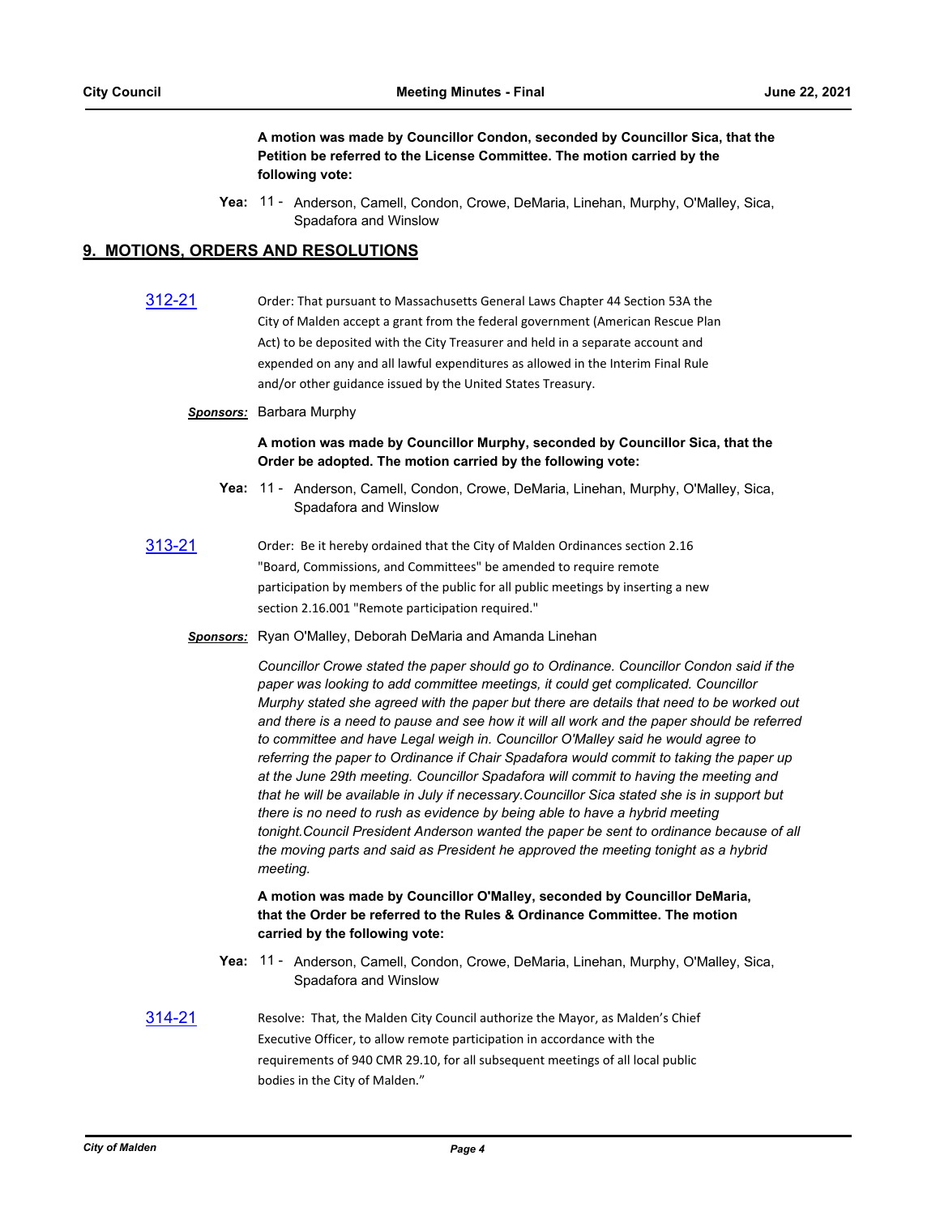**A motion was made by Councillor Condon, seconded by Councillor Sica, that the Petition be referred to the License Committee. The motion carried by the following vote:**

**Yea:** 11 - Anderson, Camell, Condon, Crowe, DeMaria, Linehan, Murphy, O'Malley, Sica, Spadafora and Winslow

## 9. MOTIONS, ORDERS AND RESOLUTIONS

**312-21**

Order: That pursuant to Massachusetts General Laws Chapter 44 Section 53A the City of Malden accept a grant from the federal government (American Rescue Plan Act) to be deposited with the City Treasurer and held in a separate account and expended on any and all lawful expenditures as allowed in the Interim Final Rule and/or other guidance issued by the United States Treasury.

***Sponsors:*** Barbara Murphy

**A motion was made by Councillor Murphy, seconded by Councillor Sica, that the Order be adopted. The motion carried by the following vote:**

**Yea:** 11 - Anderson, Camell, Condon, Crowe, DeMaria, Linehan, Murphy, O'Malley, Sica, Spadafora and Winslow

**313-21**

Order: Be it hereby ordained that the City of Malden Ordinances section 2.16 "Board, Commissions, and Committees" be amended to require remote participation by members of the public for all public meetings by inserting a new section 2.16.001 "Remote participation required."

***Sponsors:*** Ryan O'Malley, Deborah DeMaria and Amanda Linehan

*Councillor Crowe stated the paper should go to Ordinance. Councillor Condon said if the paper was looking to add committee meetings, it could get complicated. Councillor Murphy stated she agreed with the paper but there are details that need to be worked out and there is a need to pause and see how it will all work and the paper should be referred to committee and have Legal weigh in. Councillor O'Malley said he would agree to referring the paper to Ordinance if Chair Spadafora would commit to taking the paper up at the June 29th meeting. Councillor Spadafora will commit to having the meeting and that he will be available in July if necessary.Councillor Sica stated she is in support but there is no need to rush as evidence by being able to have a hybrid meeting tonight.Council President Anderson wanted the paper be sent to ordinance because of all the moving parts and said as President he approved the meeting tonight as a hybrid meeting.*

**A motion was made by Councillor O'Malley, seconded by Councillor DeMaria, that the Order be referred to the Rules & Ordinance Committee. The motion carried by the following vote:**

**Yea:** 11 - Anderson, Camell, Condon, Crowe, DeMaria, Linehan, Murphy, O'Malley, Sica, Spadafora and Winslow

**314-21**

Resolve: That, the Malden City Council authorize the Mayor, as Malden's Chief Executive Officer, to allow remote participation in accordance with the requirements of 940 CMR 29.10, for all subsequent meetings of all local public bodies in the City of Malden."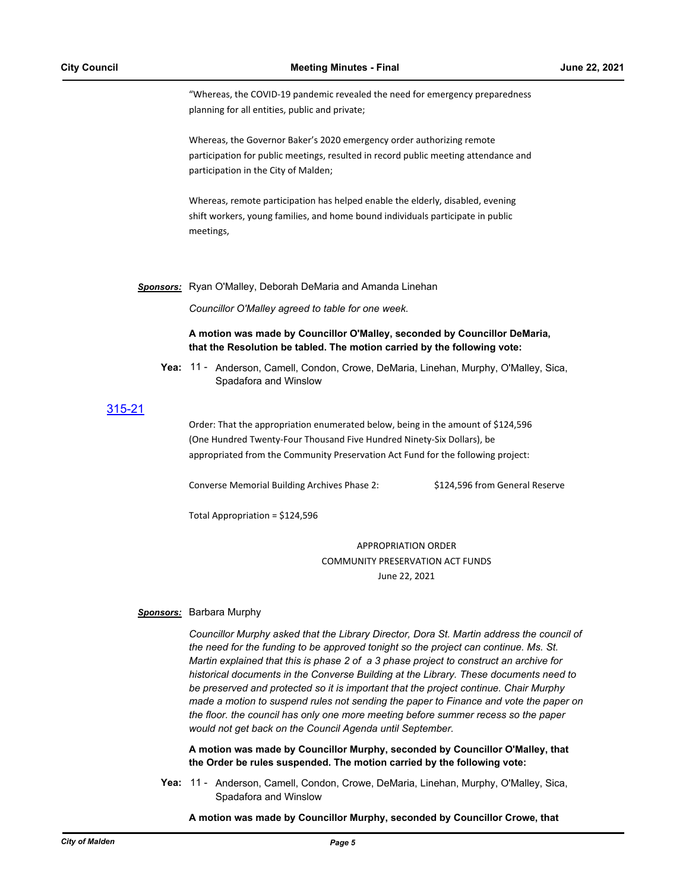"Whereas, the COVID-19 pandemic revealed the need for emergency preparedness planning for all entities, public and private;

Whereas, the Governor Baker's 2020 emergency order authorizing remote participation for public meetings, resulted in record public meeting attendance and participation in the City of Malden;

Whereas, remote participation has helped enable the elderly, disabled, evening shift workers, young families, and home bound individuals participate in public meetings,

***Sponsors:*** Ryan O'Malley, Deborah DeMaria and Amanda Linehan

*Councillor O'Malley agreed to table for one week.*

**A motion was made by Councillor O'Malley, seconded by Councillor DeMaria, that the Resolution be tabled. The motion carried by the following vote:**

**Yea:** 11 - Anderson, Camell, Condon, Crowe, DeMaria, Linehan, Murphy, O'Malley, Sica, Spadafora and Winslow

## 315-21

Order: That the appropriation enumerated below, being in the amount of $124,596 (One Hundred Twenty-Four Thousand Five Hundred Ninety-Six Dollars), be appropriated from the Community Preservation Act Fund for the following project:

Converse Memorial Building Archives Phase 2: $124,596 from General Reserve

Total Appropriation = $124,596

APPROPRIATION ORDER
COMMUNITY PRESERVATION ACT FUNDS
June 22, 2021

***Sponsors:*** Barbara Murphy

*Councillor Murphy asked that the Library Director, Dora St. Martin address the council of the need for the funding to be approved tonight so the project can continue. Ms. St. Martin explained that this is phase 2 of a 3 phase project to construct an archive for historical documents in the Converse Building at the Library. These documents need to be preserved and protected so it is important that the project continue. Chair Murphy made a motion to suspend rules not sending the paper to Finance and vote the paper on the floor. the council has only one more meeting before summer recess so the paper would not get back on the Council Agenda until September.*

**A motion was made by Councillor Murphy, seconded by Councillor O'Malley, that the Order be rules suspended. The motion carried by the following vote:**

**Yea:** 11 - Anderson, Camell, Condon, Crowe, DeMaria, Linehan, Murphy, O'Malley, Sica, Spadafora and Winslow

**A motion was made by Councillor Murphy, seconded by Councillor Crowe, that**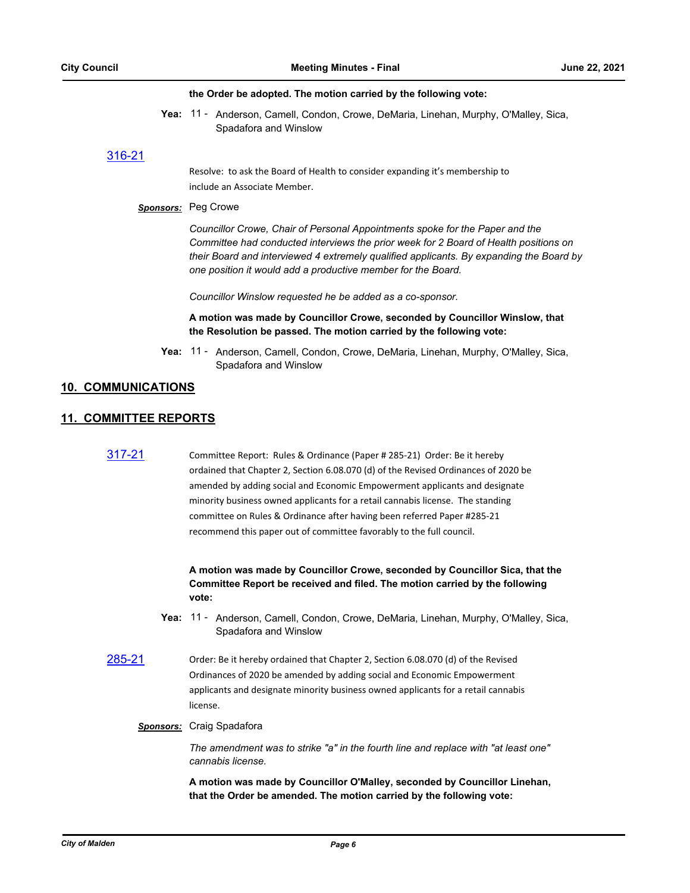**the Order be adopted. The motion carried by the following vote:**

**Yea:** 11 - Anderson, Camell, Condon, Crowe, DeMaria, Linehan, Murphy, O'Malley, Sica, Spadafora and Winslow

[316-21](316-21)

Resolve: to ask the Board of Health to consider expanding it's membership to include an Associate Member.

***Sponsors:*** Peg Crowe

*Councillor Crowe, Chair of Personal Appointments spoke for the Paper and the Committee had conducted interviews the prior week for 2 Board of Health positions on their Board and interviewed 4 extremely qualified applicants. By expanding the Board by one position it would add a productive member for the Board.*

*Councillor Winslow requested he be added as a co-sponsor.*

**A motion was made by Councillor Crowe, seconded by Councillor Winslow, that the Resolution be passed. The motion carried by the following vote:**

**Yea:** 11 - Anderson, Camell, Condon, Crowe, DeMaria, Linehan, Murphy, O'Malley, Sica, Spadafora and Winslow

## 10. COMMUNICATIONS

## 11. COMMITTEE REPORTS

[317-21](317-21)

Committee Report: Rules & Ordinance (Paper # 285-21) Order: Be it hereby ordained that Chapter 2, Section 6.08.070 (d) of the Revised Ordinances of 2020 be amended by adding social and Economic Empowerment applicants and designate minority business owned applicants for a retail cannabis license. The standing committee on Rules & Ordinance after having been referred Paper #285-21 recommend this paper out of committee favorably to the full council.

**A motion was made by Councillor Crowe, seconded by Councillor Sica, that the Committee Report be received and filed. The motion carried by the following vote:**

**Yea:** 11 - Anderson, Camell, Condon, Crowe, DeMaria, Linehan, Murphy, O'Malley, Sica, Spadafora and Winslow

[285-21](285-21)

Order: Be it hereby ordained that Chapter 2, Section 6.08.070 (d) of the Revised Ordinances of 2020 be amended by adding social and Economic Empowerment applicants and designate minority business owned applicants for a retail cannabis license.

***Sponsors:*** Craig Spadafora

*The amendment was to strike "a" in the fourth line and replace with "at least one" cannabis license.*

**A motion was made by Councillor O'Malley, seconded by Councillor Linehan, that the Order be amended. The motion carried by the following vote:**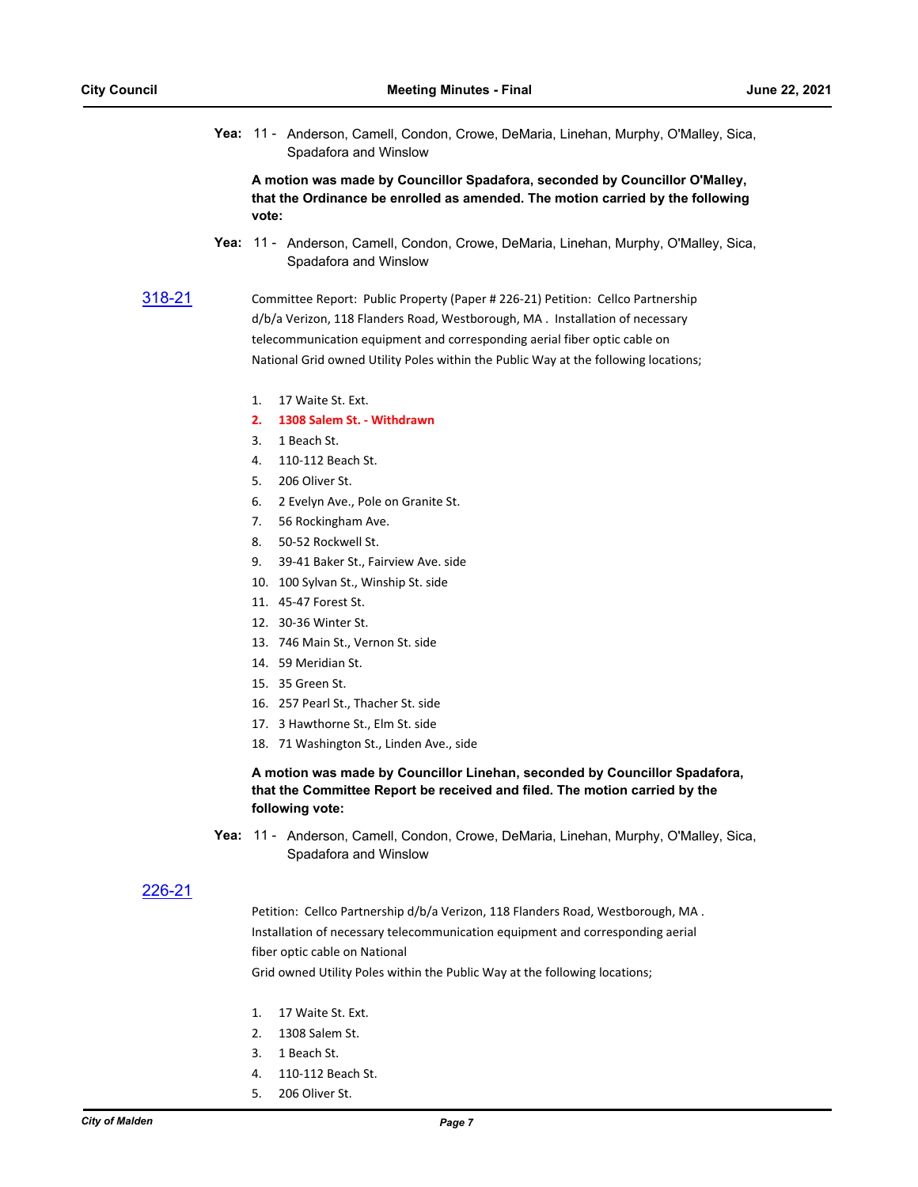**Yea:** 11 - Anderson, Camell, Condon, Crowe, DeMaria, Linehan, Murphy, O'Malley, Sica, Spadafora and Winslow

**A motion was made by Councillor Spadafora, seconded by Councillor O'Malley, that the Ordinance be enrolled as amended. The motion carried by the following vote:**

**Yea:** 11 - Anderson, Camell, Condon, Crowe, DeMaria, Linehan, Murphy, O'Malley, Sica, Spadafora and Winslow

[318-21]

Committee Report: Public Property (Paper # 226-21) Petition: Cellco Partnership d/b/a Verizon, 118 Flanders Road, Westborough, MA . Installation of necessary telecommunication equipment and corresponding aerial fiber optic cable on National Grid owned Utility Poles within the Public Way at the following locations;

1. 17 Waite St. Ext.
2. **1308 Salem St. - Withdrawn**
3. 1 Beach St.
4. 110-112 Beach St.
5. 206 Oliver St.
6. 2 Evelyn Ave., Pole on Granite St.
7. 56 Rockingham Ave.
8. 50-52 Rockwell St.
9. 39-41 Baker St., Fairview Ave. side
10. 100 Sylvan St., Winship St. side
11. 45-47 Forest St.
12. 30-36 Winter St.
13. 746 Main St., Vernon St. side
14. 59 Meridian St.
15. 35 Green St.
16. 257 Pearl St., Thacher St. side
17. 3 Hawthorne St., Elm St. side
18. 71 Washington St., Linden Ave., side

**A motion was made by Councillor Linehan, seconded by Councillor Spadafora, that the Committee Report be received and filed. The motion carried by the following vote:**

**Yea:** 11 - Anderson, Camell, Condon, Crowe, DeMaria, Linehan, Murphy, O'Malley, Sica, Spadafora and Winslow

[226-21]

Petition: Cellco Partnership d/b/a Verizon, 118 Flanders Road, Westborough, MA . Installation of necessary telecommunication equipment and corresponding aerial fiber optic cable on National Grid owned Utility Poles within the Public Way at the following locations;

1. 17 Waite St. Ext.
2. 1308 Salem St.
3. 1 Beach St.
4. 110-112 Beach St.
5. 206 Oliver St.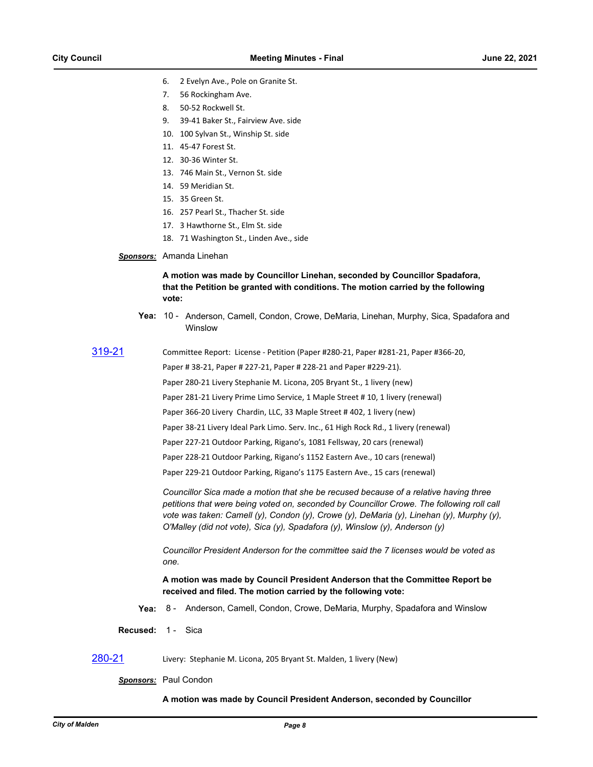6. 2 Evelyn Ave., Pole on Granite St.
7. 56 Rockingham Ave.
8. 50-52 Rockwell St.
9. 39-41 Baker St., Fairview Ave. side
10. 100 Sylvan St., Winship St. side
11. 45-47 Forest St.
12. 30-36 Winter St.
13. 746 Main St., Vernon St. side
14. 59 Meridian St.
15. 35 Green St.
16. 257 Pearl St., Thacher St. side
17. 3 Hawthorne St., Elm St. side
18. 71 Washington St., Linden Ave., side

***Sponsors:*** Amanda Linehan

**A motion was made by Councillor Linehan, seconded by Councillor Spadafora, that the Petition be granted with conditions. The motion carried by the following vote:**

**Yea:** 10 - Anderson, Camell, Condon, Crowe, DeMaria, Linehan, Murphy, Sica, Spadafora and Winslow

**319-21** Committee Report: License - Petition (Paper #280-21, Paper #281-21, Paper #366-20, Paper # 38-21, Paper # 227-21, Paper # 228-21 and Paper #229-21).

Paper 280-21 Livery Stephanie M. Licona, 205 Bryant St., 1 livery (new)

Paper 281-21 Livery Prime Limo Service, 1 Maple Street # 10, 1 livery (renewal)

Paper 366-20 Livery Chardin, LLC, 33 Maple Street # 402, 1 livery (new)

Paper 38-21 Livery Ideal Park Limo. Serv. Inc., 61 High Rock Rd., 1 livery (renewal)

Paper 227-21 Outdoor Parking, Rigano's, 1081 Fellsway, 20 cars (renewal)

Paper 228-21 Outdoor Parking, Rigano's 1152 Eastern Ave., 10 cars (renewal)

Paper 229-21 Outdoor Parking, Rigano's 1175 Eastern Ave., 15 cars (renewal)

*Councillor Sica made a motion that she be recused because of a relative having three petitions that were being voted on, seconded by Councillor Crowe. The following roll call vote was taken: Camell (y), Condon (y), Crowe (y), DeMaria (y), Linehan (y), Murphy (y), O'Malley (did not vote), Sica (y), Spadafora (y), Winslow (y), Anderson (y)*

*Councillor President Anderson for the committee said the 7 licenses would be voted as one.*

**A motion was made by Council President Anderson that the Committee Report be received and filed. The motion carried by the following vote:**

**Yea:** 8 - Anderson, Camell, Condon, Crowe, DeMaria, Murphy, Spadafora and Winslow

**Recused:** 1 - Sica

**280-21** Livery: Stephanie M. Licona, 205 Bryant St. Malden, 1 livery (New)

***Sponsors:*** Paul Condon

**A motion was made by Council President Anderson, seconded by Councillor**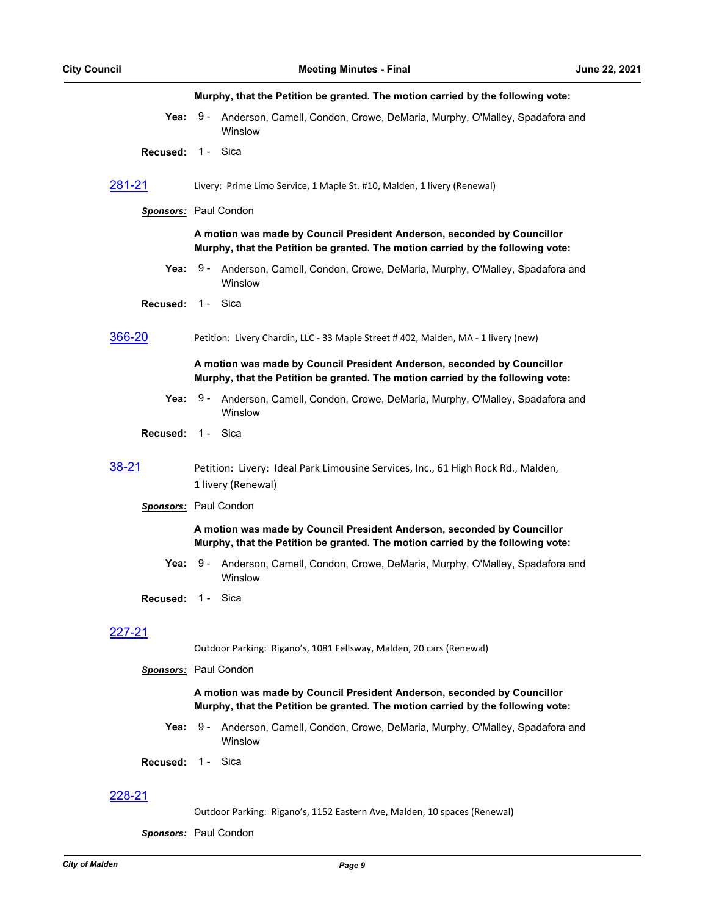**Murphy, that the Petition be granted. The motion carried by the following vote:**

**Yea:** 9 - Anderson, Camell, Condon, Crowe, DeMaria, Murphy, O'Malley, Spadafora and Winslow

**Recused:** 1 - Sica

[281-21] Livery: Prime Limo Service, 1 Maple St. #10, Malden, 1 livery (Renewal)

***Sponsors:*** Paul Condon

**A motion was made by Council President Anderson, seconded by Councillor Murphy, that the Petition be granted. The motion carried by the following vote:**

**Yea:** 9 - Anderson, Camell, Condon, Crowe, DeMaria, Murphy, O'Malley, Spadafora and Winslow

**Recused:** 1 - Sica

[366-20] Petition: Livery Chardin, LLC - 33 Maple Street # 402, Malden, MA - 1 livery (new)

**A motion was made by Council President Anderson, seconded by Councillor Murphy, that the Petition be granted. The motion carried by the following vote:**

**Yea:** 9 - Anderson, Camell, Condon, Crowe, DeMaria, Murphy, O'Malley, Spadafora and Winslow

**Recused:** 1 - Sica

[38-21] Petition: Livery: Ideal Park Limousine Services, Inc., 61 High Rock Rd., Malden, 1 livery (Renewal)

***Sponsors:*** Paul Condon

**A motion was made by Council President Anderson, seconded by Councillor Murphy, that the Petition be granted. The motion carried by the following vote:**

**Yea:** 9 - Anderson, Camell, Condon, Crowe, DeMaria, Murphy, O'Malley, Spadafora and Winslow

**Recused:** 1 - Sica

[227-21]

Outdoor Parking: Rigano's, 1081 Fellsway, Malden, 20 cars (Renewal)

***Sponsors:*** Paul Condon

**A motion was made by Council President Anderson, seconded by Councillor Murphy, that the Petition be granted. The motion carried by the following vote:**

**Yea:** 9 - Anderson, Camell, Condon, Crowe, DeMaria, Murphy, O'Malley, Spadafora and Winslow

**Recused:** 1 - Sica

[228-21]

Outdoor Parking: Rigano's, 1152 Eastern Ave, Malden, 10 spaces (Renewal)

***Sponsors:*** Paul Condon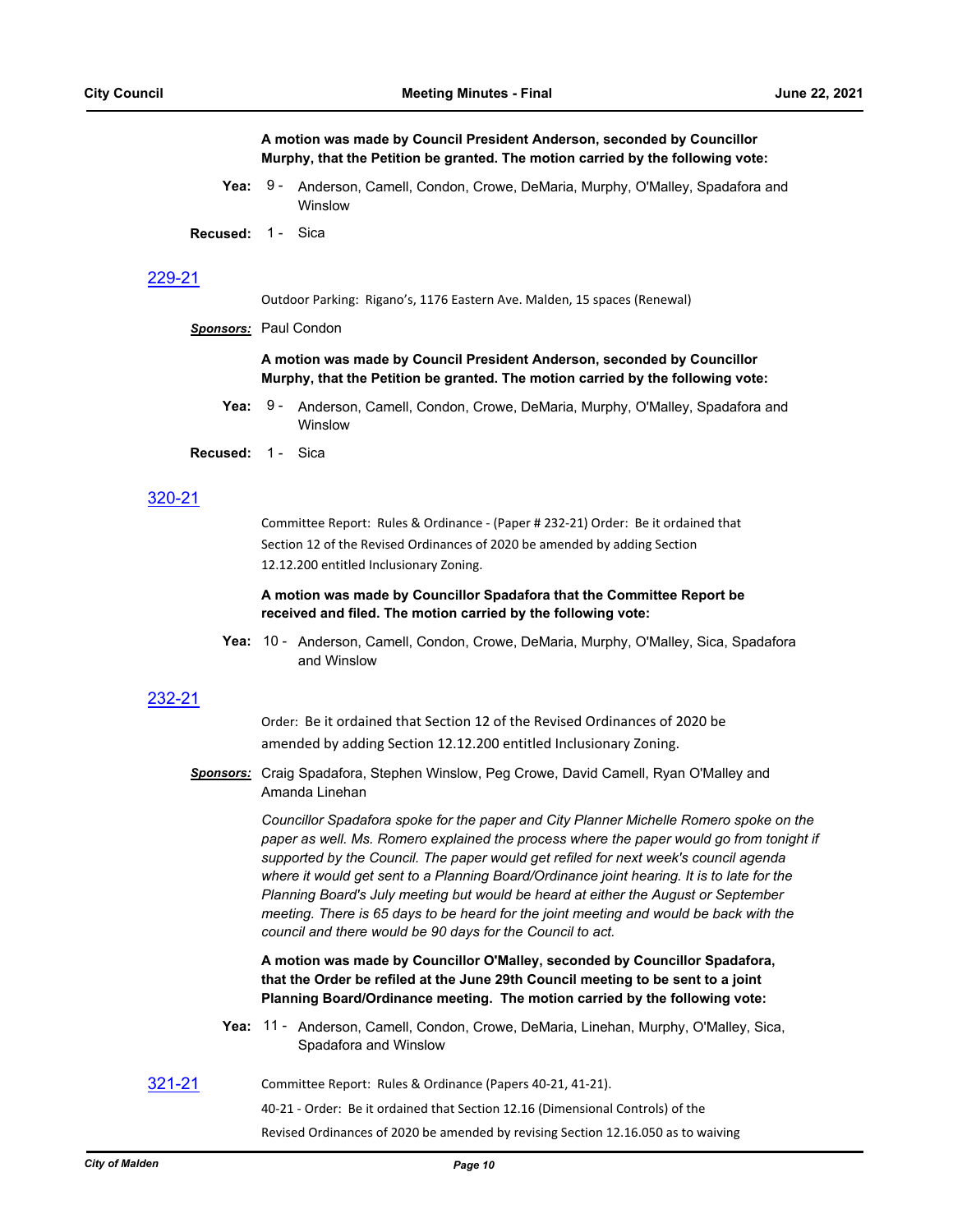**A motion was made by Council President Anderson, seconded by Councillor Murphy, that the Petition be granted. The motion carried by the following vote:**

**Yea:** 9 - Anderson, Camell, Condon, Crowe, DeMaria, Murphy, O'Malley, Spadafora and Winslow

**Recused:** 1 - Sica

## 229-21

Outdoor Parking: Rigano's, 1176 Eastern Ave. Malden, 15 spaces (Renewal)

***Sponsors:*** Paul Condon

**A motion was made by Council President Anderson, seconded by Councillor Murphy, that the Petition be granted. The motion carried by the following vote:**

**Yea:** 9 - Anderson, Camell, Condon, Crowe, DeMaria, Murphy, O'Malley, Spadafora and Winslow

**Recused:** 1 - Sica

## 320-21

Committee Report: Rules & Ordinance - (Paper # 232-21) Order: Be it ordained that Section 12 of the Revised Ordinances of 2020 be amended by adding Section 12.12.200 entitled Inclusionary Zoning.

**A motion was made by Councillor Spadafora that the Committee Report be received and filed. The motion carried by the following vote:**

**Yea:** 10 - Anderson, Camell, Condon, Crowe, DeMaria, Murphy, O'Malley, Sica, Spadafora and Winslow

## 232-21

Order: Be it ordained that Section 12 of the Revised Ordinances of 2020 be amended by adding Section 12.12.200 entitled Inclusionary Zoning.

***Sponsors:*** Craig Spadafora, Stephen Winslow, Peg Crowe, David Camell, Ryan O'Malley and Amanda Linehan

*Councillor Spadafora spoke for the paper and City Planner Michelle Romero spoke on the paper as well. Ms. Romero explained the process where the paper would go from tonight if supported by the Council. The paper would get refiled for next week's council agenda where it would get sent to a Planning Board/Ordinance joint hearing. It is to late for the Planning Board's July meeting but would be heard at either the August or September meeting. There is 65 days to be heard for the joint meeting and would be back with the council and there would be 90 days for the Council to act.*

**A motion was made by Councillor O'Malley, seconded by Councillor Spadafora, that the Order be refiled at the June 29th Council meeting to be sent to a joint Planning Board/Ordinance meeting. The motion carried by the following vote:**

**Yea:** 11 - Anderson, Camell, Condon, Crowe, DeMaria, Linehan, Murphy, O'Malley, Sica, Spadafora and Winslow

## 321-21

Committee Report: Rules & Ordinance (Papers 40-21, 41-21).

40-21 - Order: Be it ordained that Section 12.16 (Dimensional Controls) of the Revised Ordinances of 2020 be amended by revising Section 12.16.050 as to waiving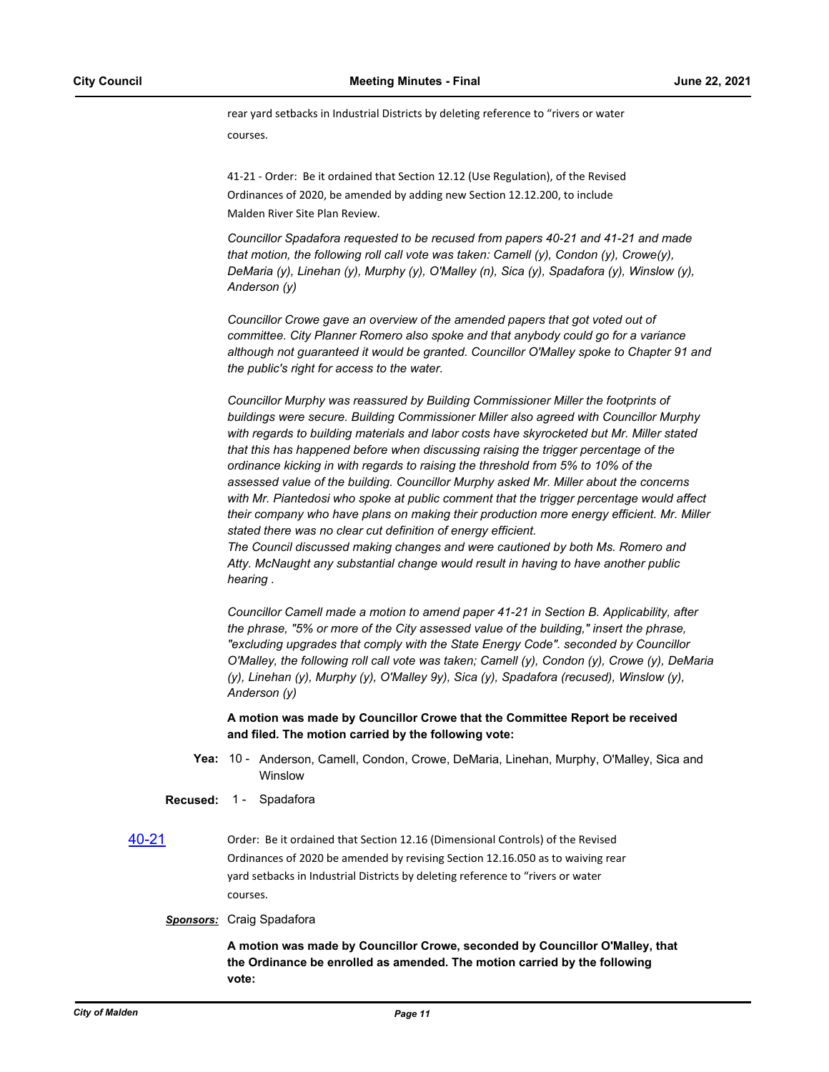rear yard setbacks in Industrial Districts by deleting reference to "rivers or water courses.

41-21 - Order: Be it ordained that Section 12.12 (Use Regulation), of the Revised Ordinances of 2020, be amended by adding new Section 12.12.200, to include Malden River Site Plan Review.

*Councillor Spadafora requested to be recused from papers 40-21 and 41-21 and made that motion, the following roll call vote was taken: Camell (y), Condon (y), Crowe(y), DeMaria (y), Linehan (y), Murphy (y), O'Malley (n), Sica (y), Spadafora (y), Winslow (y), Anderson (y)*

*Councillor Crowe gave an overview of the amended papers that got voted out of committee. City Planner Romero also spoke and that anybody could go for a variance although not guaranteed it would be granted. Councillor O'Malley spoke to Chapter 91 and the public's right for access to the water.*

*Councillor Murphy was reassured by Building Commissioner Miller the footprints of buildings were secure. Building Commissioner Miller also agreed with Councillor Murphy with regards to building materials and labor costs have skyrocketed but Mr. Miller stated that this has happened before when discussing raising the trigger percentage of the ordinance kicking in with regards to raising the threshold from 5% to 10% of the assessed value of the building. Councillor Murphy asked Mr. Miller about the concerns with Mr. Piantedosi who spoke at public comment that the trigger percentage would affect their company who have plans on making their production more energy efficient. Mr. Miller stated there was no clear cut definition of energy efficient.*
*The Council discussed making changes and were cautioned by both Ms. Romero and Atty. McNaught any substantial change would result in having to have another public hearing .*

*Councillor Camell made a motion to amend paper 41-21 in Section B. Applicability, after the phrase, "5% or more of the City assessed value of the building," insert the phrase, "excluding upgrades that comply with the State Energy Code". seconded by Councillor O'Malley, the following roll call vote was taken; Camell (y), Condon (y), Crowe (y), DeMaria (y), Linehan (y), Murphy (y), O'Malley 9y), Sica (y), Spadafora (recused), Winslow (y), Anderson (y)*

**A motion was made by Councillor Crowe that the Committee Report be received and filed. The motion carried by the following vote:**

**Yea:** 10 - Anderson, Camell, Condon, Crowe, DeMaria, Linehan, Murphy, O'Malley, Sica and Winslow

**Recused:** 1 - Spadafora

**40-21** Order: Be it ordained that Section 12.16 (Dimensional Controls) of the Revised Ordinances of 2020 be amended by revising Section 12.16.050 as to waiving rear yard setbacks in Industrial Districts by deleting reference to "rivers or water courses.

***Sponsors:*** Craig Spadafora

**A motion was made by Councillor Crowe, seconded by Councillor O'Malley, that the Ordinance be enrolled as amended. The motion carried by the following vote:**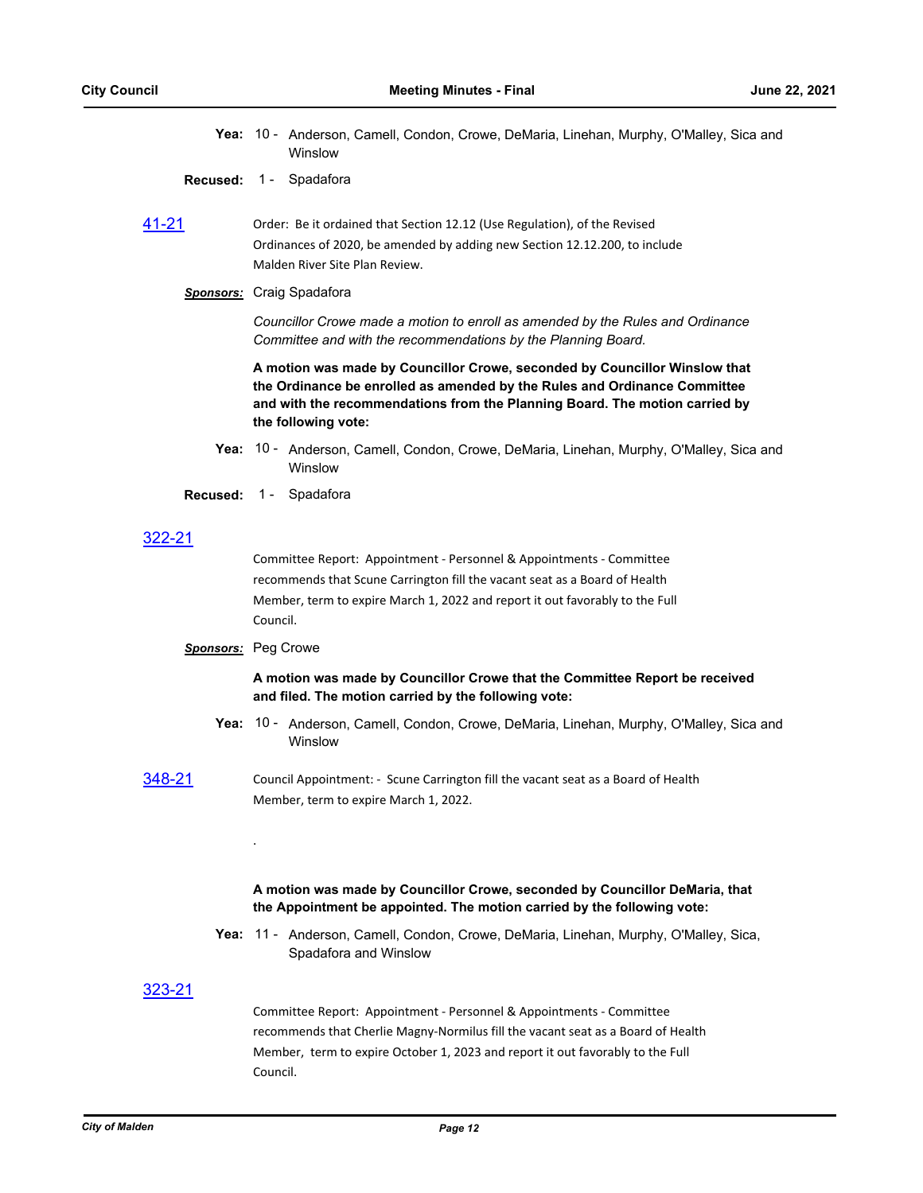**Yea:** 10 - Anderson, Camell, Condon, Crowe, DeMaria, Linehan, Murphy, O'Malley, Sica and Winslow

**Recused:** 1 - Spadafora

[41-21](#)

Order: Be it ordained that Section 12.12 (Use Regulation), of the Revised Ordinances of 2020, be amended by adding new Section 12.12.200, to include Malden River Site Plan Review.

***Sponsors:*** Craig Spadafora

*Councillor Crowe made a motion to enroll as amended by the Rules and Ordinance Committee and with the recommendations by the Planning Board.*

**A motion was made by Councillor Crowe, seconded by Councillor Winslow that the Ordinance be enrolled as amended by the Rules and Ordinance Committee and with the recommendations from the Planning Board. The motion carried by the following vote:**

**Yea:** 10 - Anderson, Camell, Condon, Crowe, DeMaria, Linehan, Murphy, O'Malley, Sica and Winslow

**Recused:** 1 - Spadafora

[322-21](#)

Committee Report: Appointment - Personnel & Appointments - Committee recommends that Scune Carrington fill the vacant seat as a Board of Health Member, term to expire March 1, 2022 and report it out favorably to the Full Council.

***Sponsors:*** Peg Crowe

**A motion was made by Councillor Crowe that the Committee Report be received and filed. The motion carried by the following vote:**

**Yea:** 10 - Anderson, Camell, Condon, Crowe, DeMaria, Linehan, Murphy, O'Malley, Sica and Winslow

[348-21](#)

Council Appointment: - Scune Carrington fill the vacant seat as a Board of Health Member, term to expire March 1, 2022.

.

**A motion was made by Councillor Crowe, seconded by Councillor DeMaria, that the Appointment be appointed. The motion carried by the following vote:**

**Yea:** 11 - Anderson, Camell, Condon, Crowe, DeMaria, Linehan, Murphy, O'Malley, Sica, Spadafora and Winslow

[323-21](#)

Committee Report: Appointment - Personnel & Appointments - Committee recommends that Cherlie Magny-Normilus fill the vacant seat as a Board of Health Member, term to expire October 1, 2023 and report it out favorably to the Full Council.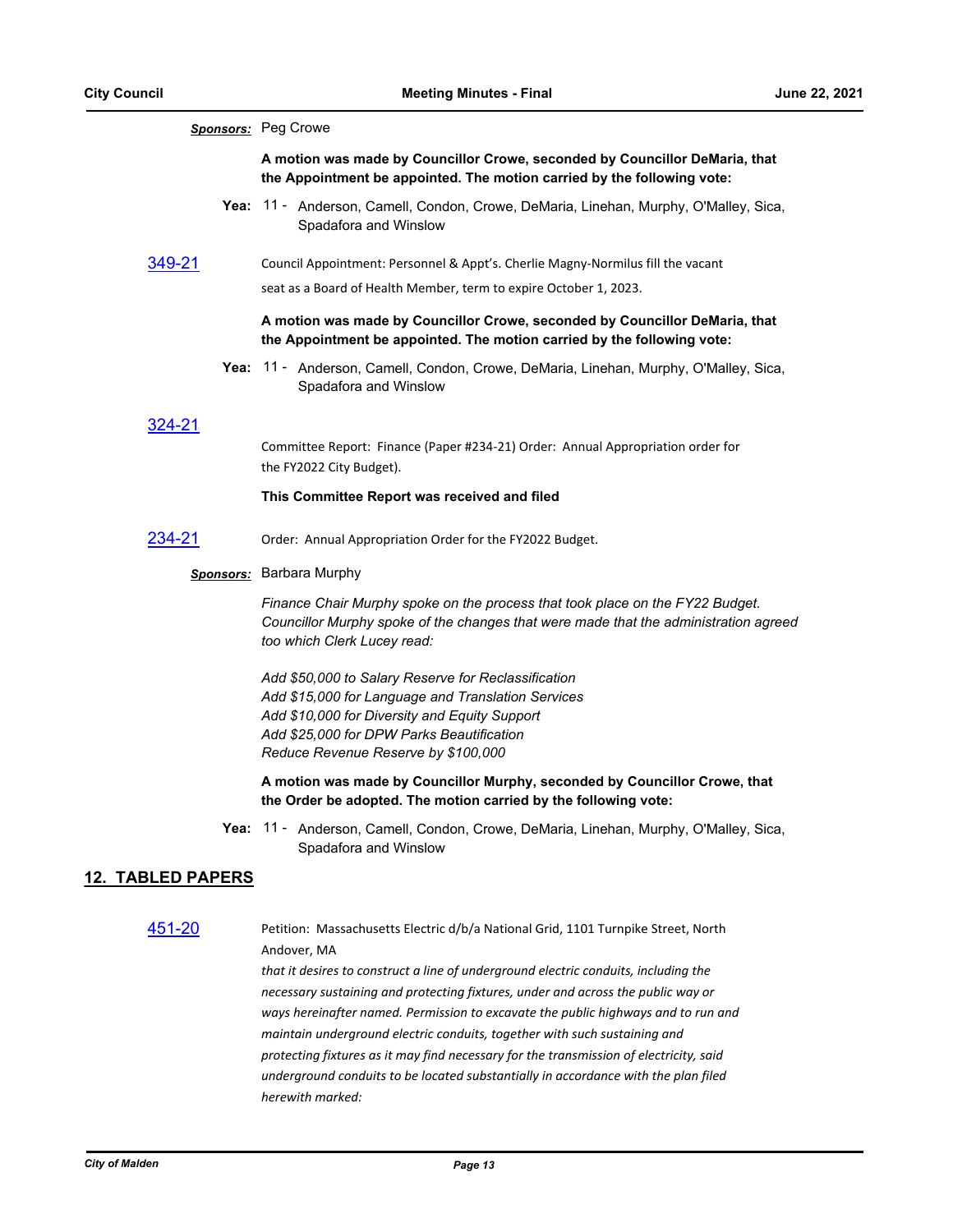**Sponsors:** Peg Crowe

**A motion was made by Councillor Crowe, seconded by Councillor DeMaria, that the Appointment be appointed. The motion carried by the following vote:**

**Yea:** 11 - Anderson, Camell, Condon, Crowe, DeMaria, Linehan, Murphy, O'Malley, Sica, Spadafora and Winslow

[349-21]

Council Appointment: Personnel & Appt's. Cherlie Magny-Normilus fill the vacant seat as a Board of Health Member, term to expire October 1, 2023.

**A motion was made by Councillor Crowe, seconded by Councillor DeMaria, that the Appointment be appointed. The motion carried by the following vote:**

**Yea:** 11 - Anderson, Camell, Condon, Crowe, DeMaria, Linehan, Murphy, O'Malley, Sica, Spadafora and Winslow

[324-21]

Committee Report: Finance (Paper #234-21) Order: Annual Appropriation order for the FY2022 City Budget).

**This Committee Report was received and filed**

[234-21]

Order: Annual Appropriation Order for the FY2022 Budget.

**Sponsors:** Barbara Murphy

*Finance Chair Murphy spoke on the process that took place on the FY22 Budget. Councillor Murphy spoke of the changes that were made that the administration agreed too which Clerk Lucey read:*

*Add $50,000 to Salary Reserve for Reclassification*
*Add $15,000 for Language and Translation Services*
*Add $10,000 for Diversity and Equity Support*
*Add $25,000 for DPW Parks Beautification*
*Reduce Revenue Reserve by $100,000*

**A motion was made by Councillor Murphy, seconded by Councillor Crowe, that the Order be adopted. The motion carried by the following vote:**

**Yea:** 11 - Anderson, Camell, Condon, Crowe, DeMaria, Linehan, Murphy, O'Malley, Sica, Spadafora and Winslow

## 12. TABLED PAPERS

[451-20]

Petition: Massachusetts Electric d/b/a National Grid, 1101 Turnpike Street, North Andover, MA

*that it desires to construct a line of underground electric conduits, including the necessary sustaining and protecting fixtures, under and across the public way or ways hereinafter named. Permission to excavate the public highways and to run and maintain underground electric conduits, together with such sustaining and protecting fixtures as it may find necessary for the transmission of electricity, said underground conduits to be located substantially in accordance with the plan filed herewith marked:*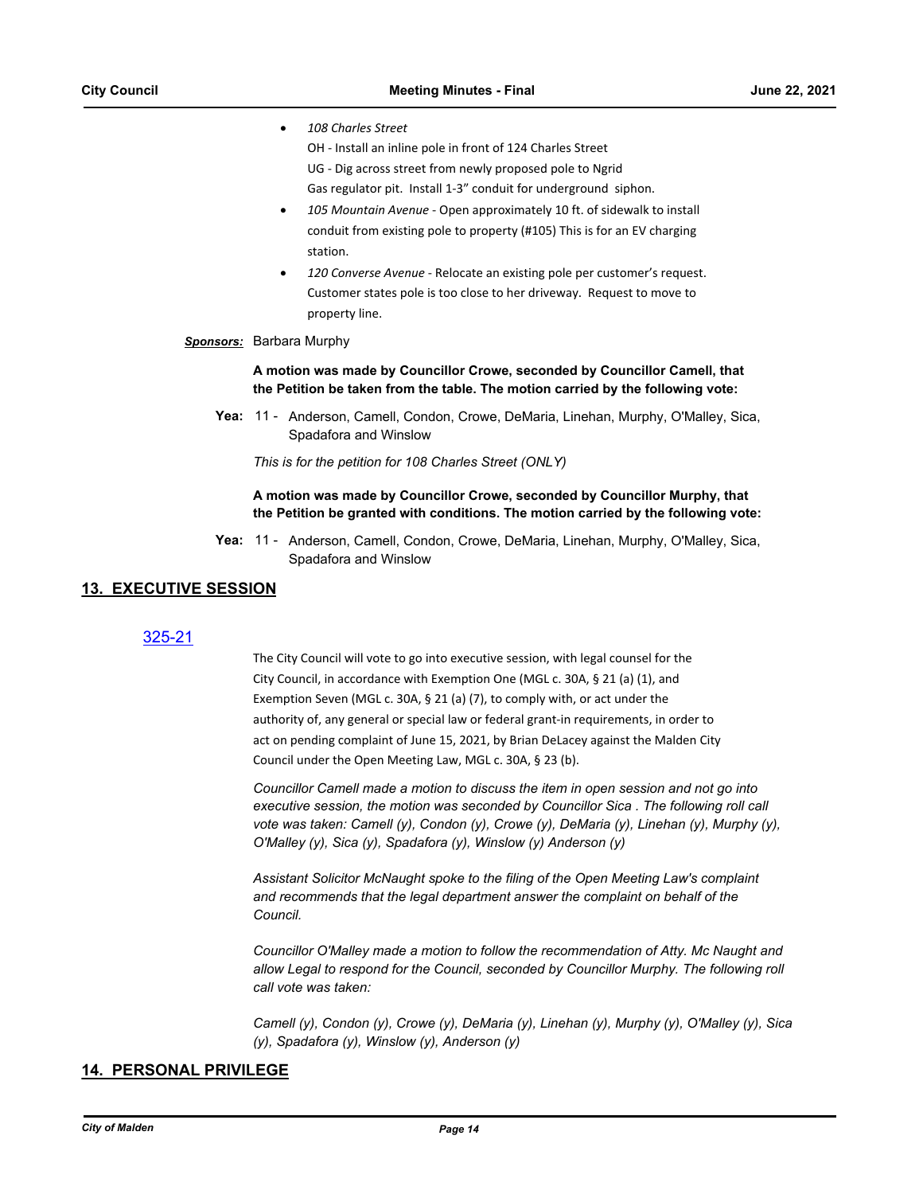- *108 Charles Street*
  OH - Install an inline pole in front of 124 Charles Street
  UG - Dig across street from newly proposed pole to Ngrid
  Gas regulator pit. Install 1-3" conduit for underground siphon.
- *105 Mountain Avenue* - Open approximately 10 ft. of sidewalk to install conduit from existing pole to property (#105) This is for an EV charging station.
- *120 Converse Avenue* - Relocate an existing pole per customer's request. Customer states pole is too close to her driveway. Request to move to property line.

***Sponsors:*** Barbara Murphy

**A motion was made by Councillor Crowe, seconded by Councillor Camell, that the Petition be taken from the table. The motion carried by the following vote:**

**Yea:** 11 - Anderson, Camell, Condon, Crowe, DeMaria, Linehan, Murphy, O'Malley, Sica, Spadafora and Winslow

*This is for the petition for 108 Charles Street (ONLY)*

**A motion was made by Councillor Crowe, seconded by Councillor Murphy, that the Petition be granted with conditions. The motion carried by the following vote:**

**Yea:** 11 - Anderson, Camell, Condon, Crowe, DeMaria, Linehan, Murphy, O'Malley, Sica, Spadafora and Winslow

## 13. EXECUTIVE SESSION

### 325-21

The City Council will vote to go into executive session, with legal counsel for the City Council, in accordance with Exemption One (MGL c. 30A, § 21 (a) (1), and Exemption Seven (MGL c. 30A, § 21 (a) (7), to comply with, or act under the authority of, any general or special law or federal grant-in requirements, in order to act on pending complaint of June 15, 2021, by Brian DeLacey against the Malden City Council under the Open Meeting Law, MGL c. 30A, § 23 (b).

*Councillor Camell made a motion to discuss the item in open session and not go into executive session, the motion was seconded by Councillor Sica . The following roll call vote was taken: Camell (y), Condon (y), Crowe (y), DeMaria (y), Linehan (y), Murphy (y), O'Malley (y), Sica (y), Spadafora (y), Winslow (y) Anderson (y)*

*Assistant Solicitor McNaught spoke to the filing of the Open Meeting Law's complaint and recommends that the legal department answer the complaint on behalf of the Council.*

*Councillor O'Malley made a motion to follow the recommendation of Atty. Mc Naught and allow Legal to respond for the Council, seconded by Councillor Murphy. The following roll call vote was taken:*

*Camell (y), Condon (y), Crowe (y), DeMaria (y), Linehan (y), Murphy (y), O'Malley (y), Sica (y), Spadafora (y), Winslow (y), Anderson (y)*

## 14. PERSONAL PRIVILEGE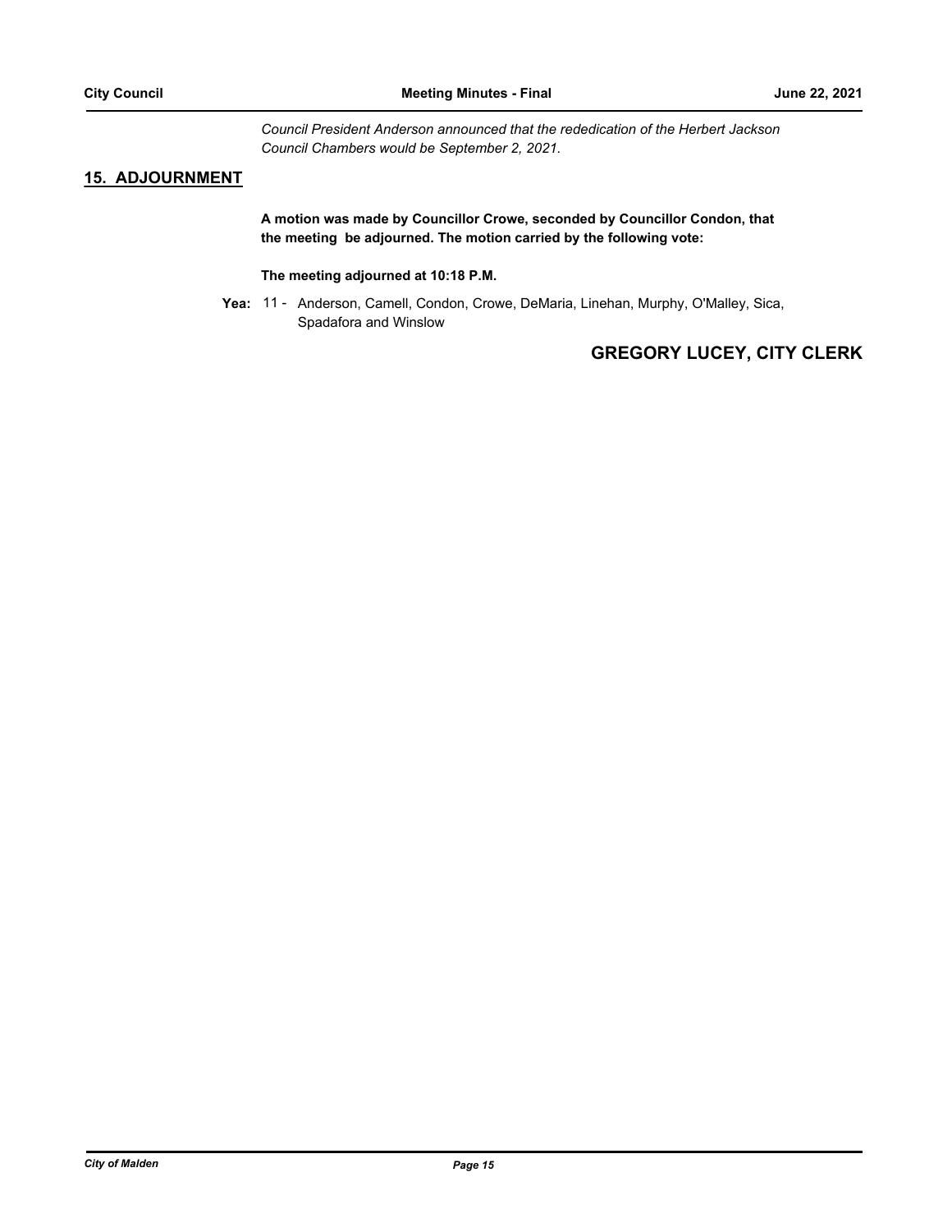*Council President Anderson announced that the rededication of the Herbert Jackson Council Chambers would be September 2, 2021.*

## 15. ADJOURNMENT

**A motion was made by Councillor Crowe, seconded by Councillor Condon, that the meeting be adjourned. The motion carried by the following vote:**

**The meeting adjourned at 10:18 P.M.**

**Yea:** 11 - Anderson, Camell, Condon, Crowe, DeMaria, Linehan, Murphy, O'Malley, Sica, Spadafora and Winslow

**GREGORY LUCEY, CITY CLERK**